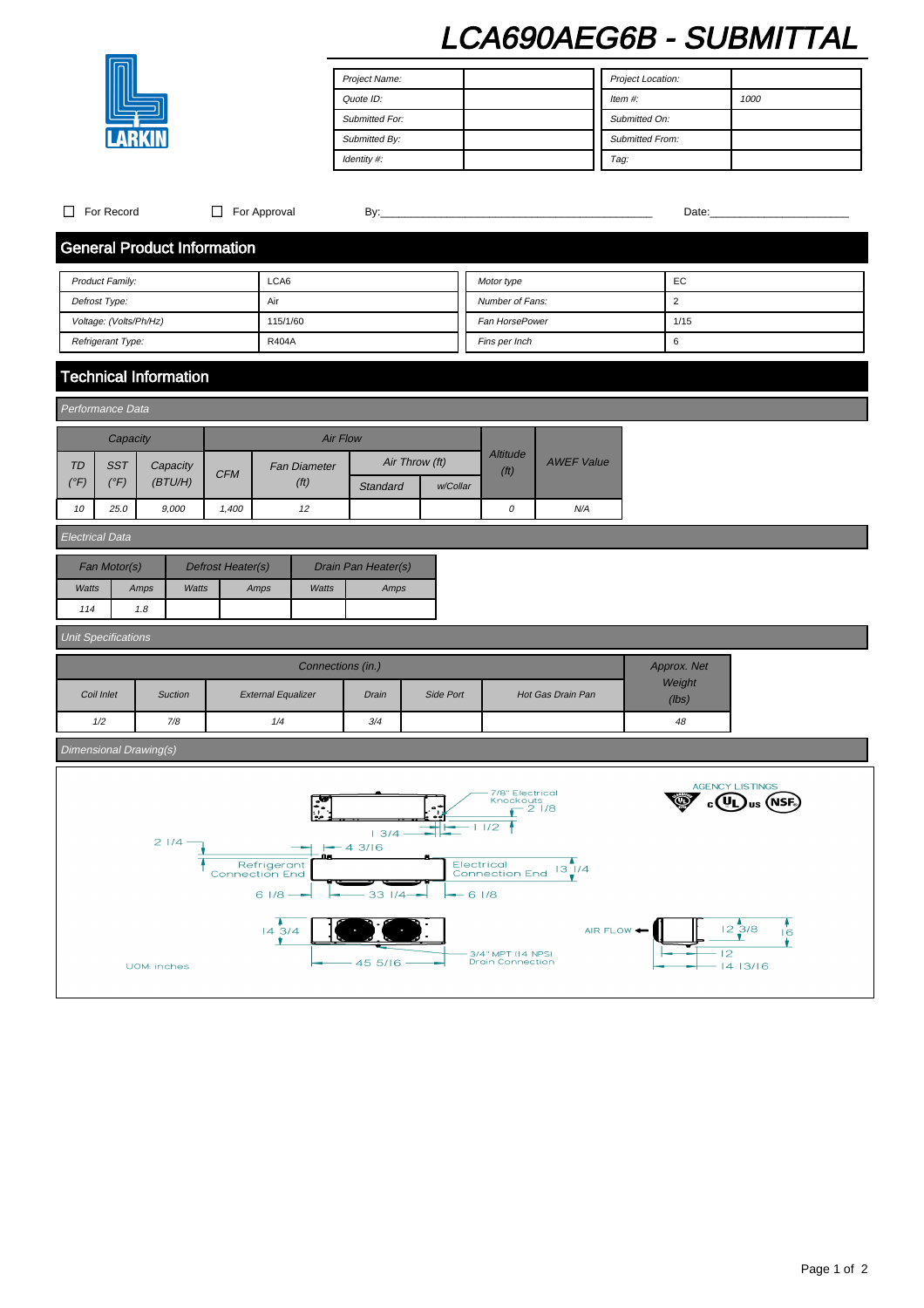# LCA690AEG6B - SUBMITTAL

LARKIN

| Project Name: | | Project Location: | |
|---|---|---|---|
| Quote ID: | | Item #: | 1000 |
| Submitted For: | | Submitted On: | |
| Submitted By: | | Submitted From: | |
| Identity #: | | Tag: | |

☐ For Record ☐ For Approval By:_______________________________ Date:_______________

## General Product Information

| Product Family: | LCA6 | Motor type | EC |
|---|---|---|---|
| Defrost Type: | Air | Number of Fans: | 2 |
| Voltage: (Volts/Ph/Hz) | 115/1/60 | Fan HorsePower | 1/15 |
| Refrigerant Type: | R404A | Fins per Inch | 6 |

## Technical Information

### Performance Data

| Capacity | | | Air Flow | | | | Altitude (ft) | AWEF Value |
|---|---|---|---|---|---|---|---|---|
| TD (°F) | SST (°F) | Capacity (BTU/H) | CFM | Fan Diameter (ft) | Air Throw (ft) Standard | Air Throw (ft) w/Collar | | |
| 10 | 25.0 | 9,000 | 1,400 | 12 | | | 0 | N/A |

### Electrical Data

| Fan Motor(s) | | Defrost Heater(s) | | Drain Pan Heater(s) | |
|---|---|---|---|---|---|
| Watts | Amps | Watts | Amps | Watts | Amps |
| 114 | 1.8 | | | | |

### Unit Specifications

| Connections (in.) | | | | | | Approx. Net Weight (lbs) |
|---|---|---|---|---|---|---|
| Coil Inlet | Suction | External Equalizer | Drain | Side Port | Hot Gas Drain Pan | |
| 1/2 | 7/8 | 1/4 | 3/4 | | | 48 |

### Dimensional Drawing(s)

7/8" Electrical Knockouts; 2 1/8; 1 1/2; 1 3/4; 2 1/4; 4 3/16; Refrigerant Connection End; Electrical Connection End; 13 1/4; 6 1/8; 33 1/4; 6 1/8; 14 3/4; 45 5/16; 3/4" MPT (14 NPSI) Drain Connection; AIR FLOW; 12 3/8; 16; 12; 14 13/16

AGENCY LISTINGS: c UL us, NSF

UOM: inches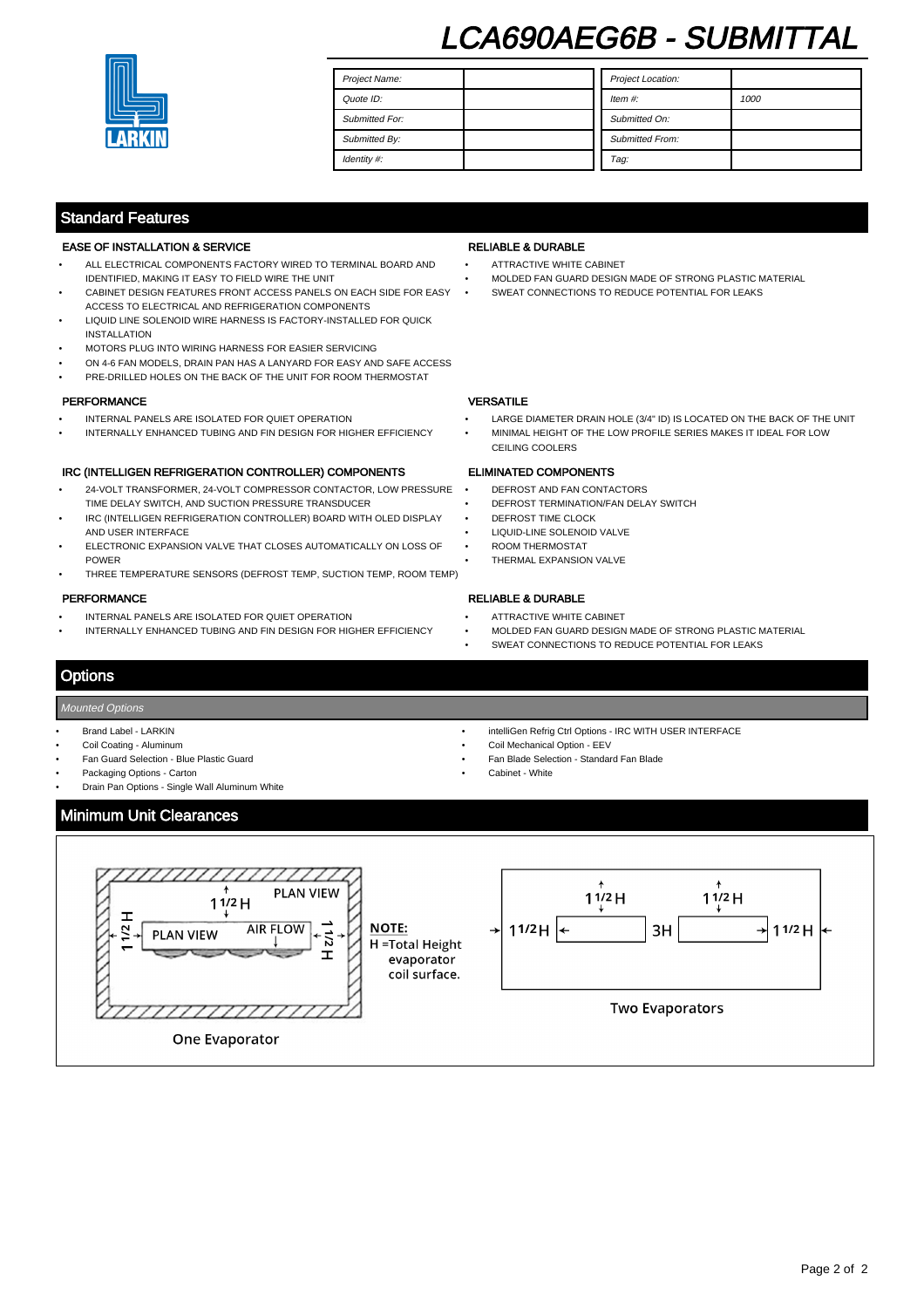# LCA690AEG6B - SUBMITTAL

LARKIN

| | | | |
|---|---|---|---|
| *Project Name:* | | *Project Location:* | |
| *Quote ID:* | | *Item #:* | *1000* |
| *Submitted For:* | | *Submitted On:* | |
| *Submitted By:* | | *Submitted From:* | |
| *Identity #:* | | *Tag:* | |

## Standard Features

### EASE OF INSTALLATION & SERVICE

- ALL ELECTRICAL COMPONENTS FACTORY WIRED TO TERMINAL BOARD AND IDENTIFIED, MAKING IT EASY TO FIELD WIRE THE UNIT
- CABINET DESIGN FEATURES FRONT ACCESS PANELS ON EACH SIDE FOR EASY ACCESS TO ELECTRICAL AND REFRIGERATION COMPONENTS
- LIQUID LINE SOLENOID WIRE HARNESS IS FACTORY-INSTALLED FOR QUICK INSTALLATION
- MOTORS PLUG INTO WIRING HARNESS FOR EASIER SERVICING
- ON 4-6 FAN MODELS, DRAIN PAN HAS A LANYARD FOR EASY AND SAFE ACCESS
- PRE-DRILLED HOLES ON THE BACK OF THE UNIT FOR ROOM THERMOSTAT

### RELIABLE & DURABLE

- ATTRACTIVE WHITE CABINET
- MOLDED FAN GUARD DESIGN MADE OF STRONG PLASTIC MATERIAL
- SWEAT CONNECTIONS TO REDUCE POTENTIAL FOR LEAKS

### PERFORMANCE

- INTERNAL PANELS ARE ISOLATED FOR QUIET OPERATION
- INTERNALLY ENHANCED TUBING AND FIN DESIGN FOR HIGHER EFFICIENCY

### VERSATILE

- LARGE DIAMETER DRAIN HOLE (3/4" ID) IS LOCATED ON THE BACK OF THE UNIT
- MINIMAL HEIGHT OF THE LOW PROFILE SERIES MAKES IT IDEAL FOR LOW CEILING COOLERS

### IRC (INTELLIGEN REFRIGERATION CONTROLLER) COMPONENTS

- 24-VOLT TRANSFORMER, 24-VOLT COMPRESSOR CONTACTOR, LOW PRESSURE TIME DELAY SWITCH, AND SUCTION PRESSURE TRANSDUCER
- IRC (INTELLIGEN REFRIGERATION CONTROLLER) BOARD WITH OLED DISPLAY AND USER INTERFACE
- ELECTRONIC EXPANSION VALVE THAT CLOSES AUTOMATICALLY ON LOSS OF POWER
- THREE TEMPERATURE SENSORS (DEFROST TEMP, SUCTION TEMP, ROOM TEMP)

### ELIMINATED COMPONENTS

- DEFROST AND FAN CONTACTORS
- DEFROST TERMINATION/FAN DELAY SWITCH
- DEFROST TIME CLOCK
- LIQUID-LINE SOLENOID VALVE
- ROOM THERMOSTAT
- THERMAL EXPANSION VALVE

### PERFORMANCE

- INTERNAL PANELS ARE ISOLATED FOR QUIET OPERATION
- INTERNALLY ENHANCED TUBING AND FIN DESIGN FOR HIGHER EFFICIENCY

### RELIABLE & DURABLE

- ATTRACTIVE WHITE CABINET
- MOLDED FAN GUARD DESIGN MADE OF STRONG PLASTIC MATERIAL
- SWEAT CONNECTIONS TO REDUCE POTENTIAL FOR LEAKS

## Options

*Mounted Options*

- Brand Label - LARKIN
- Coil Coating - Aluminum
- Fan Guard Selection - Blue Plastic Guard
- Packaging Options - Carton
- Drain Pan Options - Single Wall Aluminum White
- intelliGen Refrig Ctrl Options - IRC WITH USER INTERFACE
- Coil Mechanical Option - EEV
- Fan Blade Selection - Standard Fan Blade
- Cabinet - White

## Minimum Unit Clearances

PLAN VIEW
1 1/2 H
1 1/2 H
PLAN VIEW
AIR FLOW
1 1/2 H

One Evaporator

**NOTE:**
H =Total Height evaporator coil surface.

1 1/2 H
1 1/2 H
1 1/2 H
3H
1 1/2 H

Two Evaporators